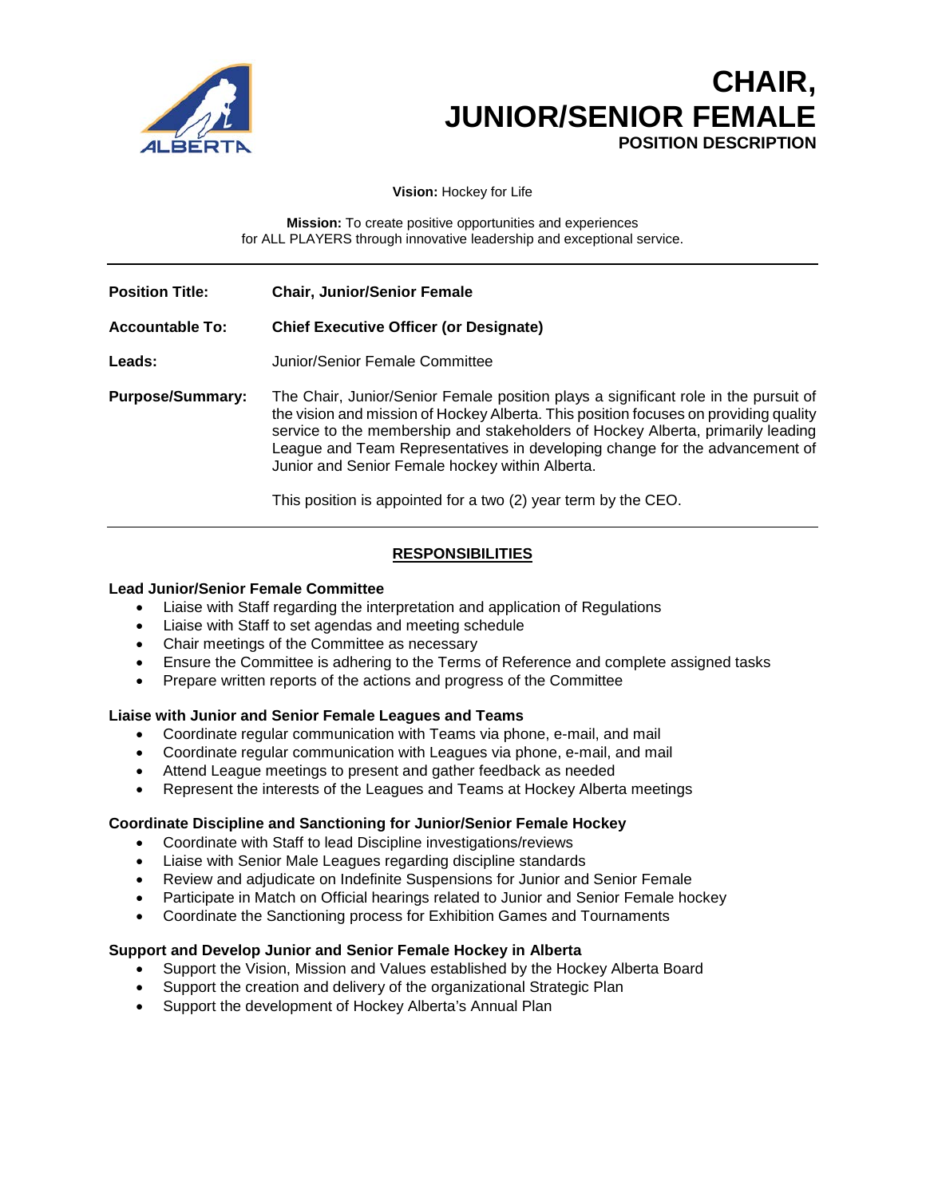# CHAIR, JUNIOR/SENIOR FEMALE

**POSITION DESCRIPTION**

**Vision:** Hockey for Life

**Mission:** To create positive opportunities and experiences for ALL PLAYERS through innovative leadership and exceptional service.

---

**Position Title:** **Chair, Junior/Senior Female**

**Accountable To:** **Chief Executive Officer (or Designate)**

**Leads:** Junior/Senior Female Committee

**Purpose/Summary:** The Chair, Junior/Senior Female position plays a significant role in the pursuit of the vision and mission of Hockey Alberta. This position focuses on providing quality service to the membership and stakeholders of Hockey Alberta, primarily leading League and Team Representatives in developing change for the advancement of Junior and Senior Female hockey within Alberta.

This position is appointed for a two (2) year term by the CEO.

---

## RESPONSIBILITIES

### Lead Junior/Senior Female Committee

- Liaise with Staff regarding the interpretation and application of Regulations
- Liaise with Staff to set agendas and meeting schedule
- Chair meetings of the Committee as necessary
- Ensure the Committee is adhering to the Terms of Reference and complete assigned tasks
- Prepare written reports of the actions and progress of the Committee

### Liaise with Junior and Senior Female Leagues and Teams

- Coordinate regular communication with Teams via phone, e-mail, and mail
- Coordinate regular communication with Leagues via phone, e-mail, and mail
- Attend League meetings to present and gather feedback as needed
- Represent the interests of the Leagues and Teams at Hockey Alberta meetings

### Coordinate Discipline and Sanctioning for Junior/Senior Female Hockey

- Coordinate with Staff to lead Discipline investigations/reviews
- Liaise with Senior Male Leagues regarding discipline standards
- Review and adjudicate on Indefinite Suspensions for Junior and Senior Female
- Participate in Match on Official hearings related to Junior and Senior Female hockey
- Coordinate the Sanctioning process for Exhibition Games and Tournaments

### Support and Develop Junior and Senior Female Hockey in Alberta

- Support the Vision, Mission and Values established by the Hockey Alberta Board
- Support the creation and delivery of the organizational Strategic Plan
- Support the development of Hockey Alberta's Annual Plan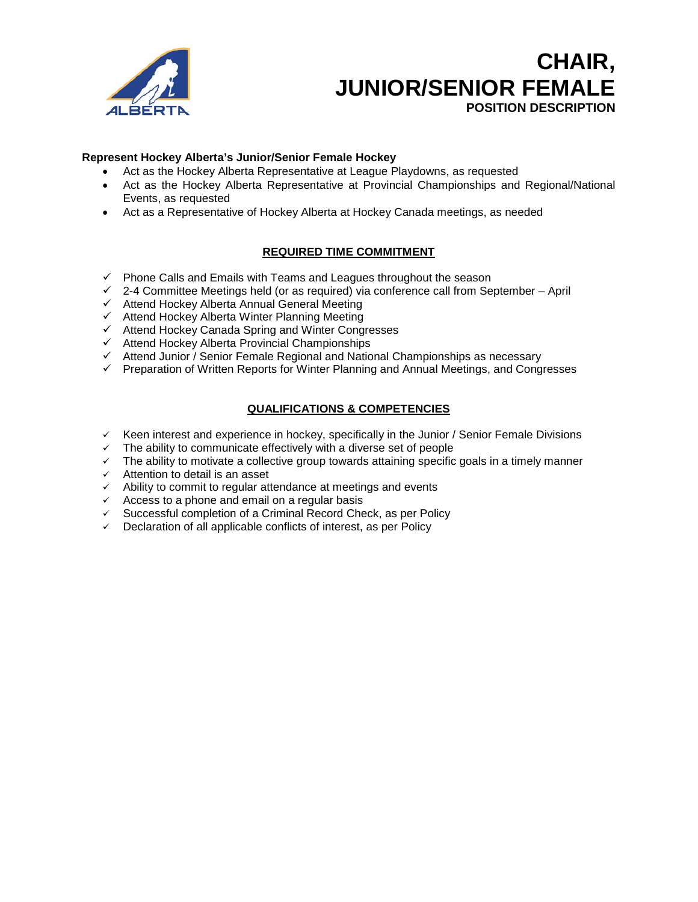# CHAIR, JUNIOR/SENIOR FEMALE

**POSITION DESCRIPTION**

**Represent Hockey Alberta's Junior/Senior Female Hockey**

- Act as the Hockey Alberta Representative at League Playdowns, as requested
- Act as the Hockey Alberta Representative at Provincial Championships and Regional/National Events, as requested
- Act as a Representative of Hockey Alberta at Hockey Canada meetings, as needed

## REQUIRED TIME COMMITMENT

- ✓ Phone Calls and Emails with Teams and Leagues throughout the season
- ✓ 2-4 Committee Meetings held (or as required) via conference call from September – April
- ✓ Attend Hockey Alberta Annual General Meeting
- ✓ Attend Hockey Alberta Winter Planning Meeting
- ✓ Attend Hockey Canada Spring and Winter Congresses
- ✓ Attend Hockey Alberta Provincial Championships
- ✓ Attend Junior / Senior Female Regional and National Championships as necessary
- ✓ Preparation of Written Reports for Winter Planning and Annual Meetings, and Congresses

## QUALIFICATIONS & COMPETENCIES

- ✓ Keen interest and experience in hockey, specifically in the Junior / Senior Female Divisions
- ✓ The ability to communicate effectively with a diverse set of people
- ✓ The ability to motivate a collective group towards attaining specific goals in a timely manner
- ✓ Attention to detail is an asset
- ✓ Ability to commit to regular attendance at meetings and events
- ✓ Access to a phone and email on a regular basis
- ✓ Successful completion of a Criminal Record Check, as per Policy
- ✓ Declaration of all applicable conflicts of interest, as per Policy